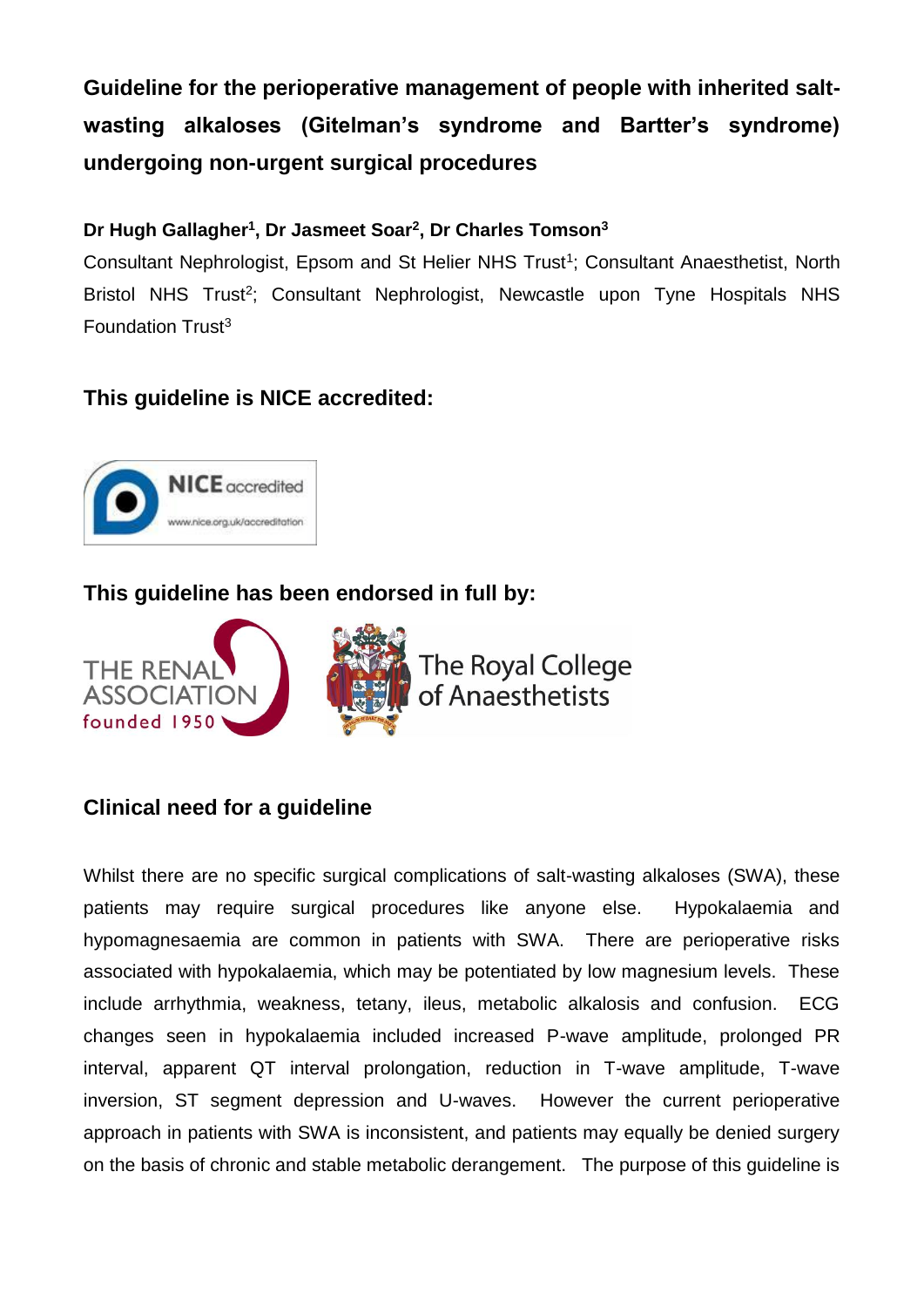# Guideline for the perioperative management of people with inherited salt-wasting alkaloses (Gitelman's syndrome and Bartter's syndrome) undergoing non-urgent surgical procedures

**Dr Hugh Gallagher[1], Dr Jasmeet Soar[2], Dr Charles Tomson[3]**

Consultant Nephrologist, Epsom and St Helier NHS Trust[1]; Consultant Anaesthetist, North Bristol NHS Trust[2]; Consultant Nephrologist, Newcastle upon Tyne Hospitals NHS Foundation Trust[3]

## This guideline is NICE accredited:

## This guideline has been endorsed in full by:

## Clinical need for a guideline

Whilst there are no specific surgical complications of salt-wasting alkaloses (SWA), these patients may require surgical procedures like anyone else. Hypokalaemia and hypomagnesaemia are common in patients with SWA. There are perioperative risks associated with hypokalaemia, which may be potentiated by low magnesium levels. These include arrhythmia, weakness, tetany, ileus, metabolic alkalosis and confusion. ECG changes seen in hypokalaemia included increased P-wave amplitude, prolonged PR interval, apparent QT interval prolongation, reduction in T-wave amplitude, T-wave inversion, ST segment depression and U-waves. However the current perioperative approach in patients with SWA is inconsistent, and patients may equally be denied surgery on the basis of chronic and stable metabolic derangement. The purpose of this guideline is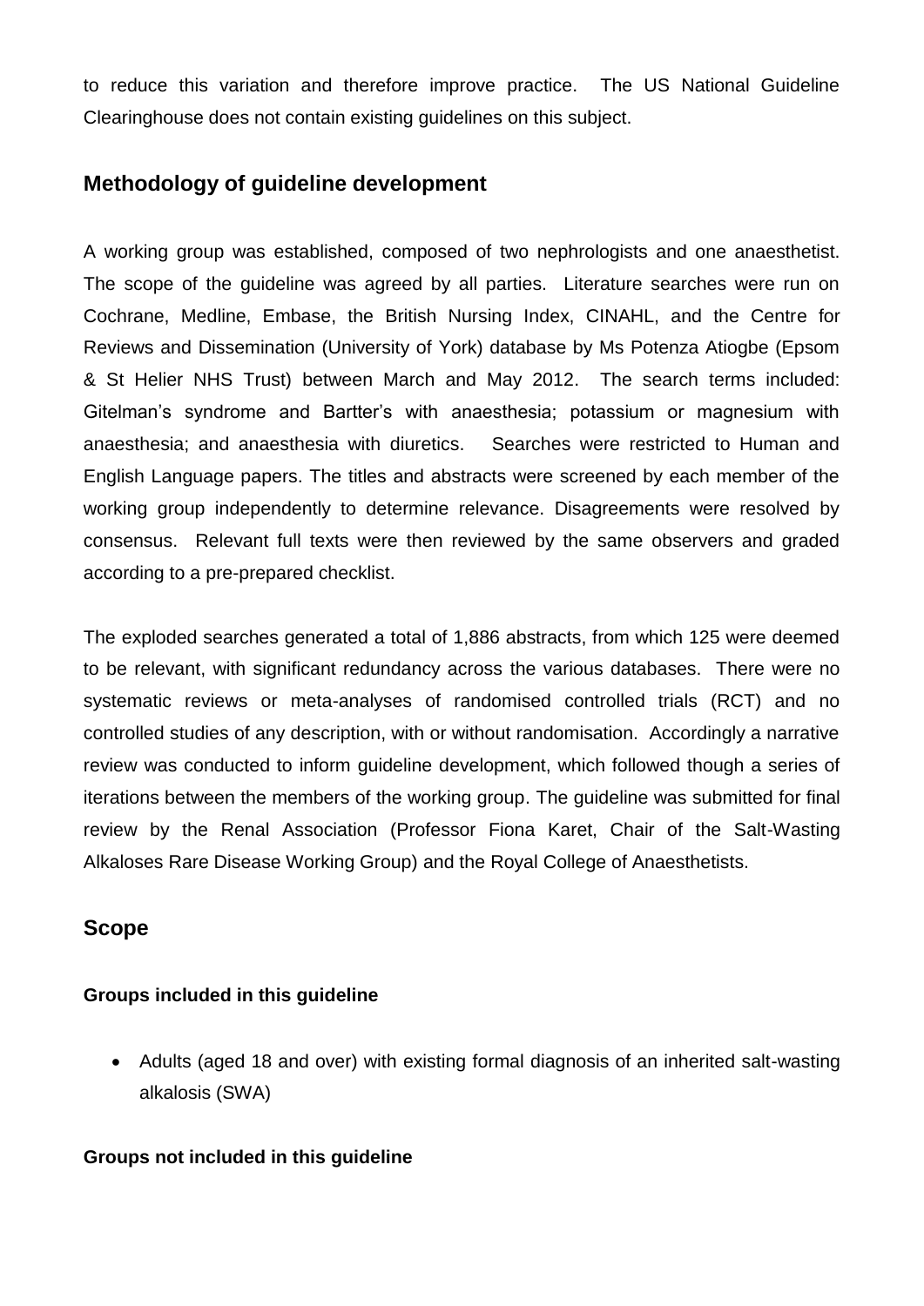to reduce this variation and therefore improve practice. The US National Guideline Clearinghouse does not contain existing guidelines on this subject.

## Methodology of guideline development

A working group was established, composed of two nephrologists and one anaesthetist. The scope of the guideline was agreed by all parties. Literature searches were run on Cochrane, Medline, Embase, the British Nursing Index, CINAHL, and the Centre for Reviews and Dissemination (University of York) database by Ms Potenza Atiogbe (Epsom & St Helier NHS Trust) between March and May 2012. The search terms included: Gitelman's syndrome and Bartter's with anaesthesia; potassium or magnesium with anaesthesia; and anaesthesia with diuretics. Searches were restricted to Human and English Language papers. The titles and abstracts were screened by each member of the working group independently to determine relevance. Disagreements were resolved by consensus. Relevant full texts were then reviewed by the same observers and graded according to a pre-prepared checklist.

The exploded searches generated a total of 1,886 abstracts, from which 125 were deemed to be relevant, with significant redundancy across the various databases. There were no systematic reviews or meta-analyses of randomised controlled trials (RCT) and no controlled studies of any description, with or without randomisation. Accordingly a narrative review was conducted to inform guideline development, which followed though a series of iterations between the members of the working group. The guideline was submitted for final review by the Renal Association (Professor Fiona Karet, Chair of the Salt-Wasting Alkaloses Rare Disease Working Group) and the Royal College of Anaesthetists.

## Scope

### Groups included in this guideline

- Adults (aged 18 and over) with existing formal diagnosis of an inherited salt-wasting alkalosis (SWA)

### Groups not included in this guideline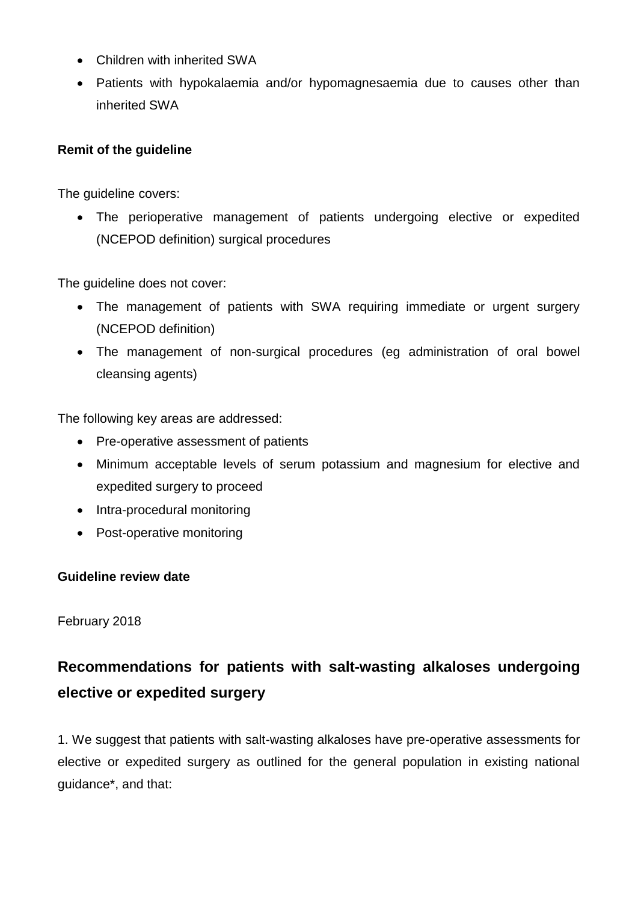- Children with inherited SWA
- Patients with hypokalaemia and/or hypomagnesaemia due to causes other than inherited SWA

**Remit of the guideline**

The guideline covers:

- The perioperative management of patients undergoing elective or expedited (NCEPOD definition) surgical procedures

The guideline does not cover:

- The management of patients with SWA requiring immediate or urgent surgery (NCEPOD definition)
- The management of non-surgical procedures (eg administration of oral bowel cleansing agents)

The following key areas are addressed:

- Pre-operative assessment of patients
- Minimum acceptable levels of serum potassium and magnesium for elective and expedited surgery to proceed
- Intra-procedural monitoring
- Post-operative monitoring

**Guideline review date**

February 2018

## Recommendations for patients with salt-wasting alkaloses undergoing elective or expedited surgery

1. We suggest that patients with salt-wasting alkaloses have pre-operative assessments for elective or expedited surgery as outlined for the general population in existing national guidance*, and that: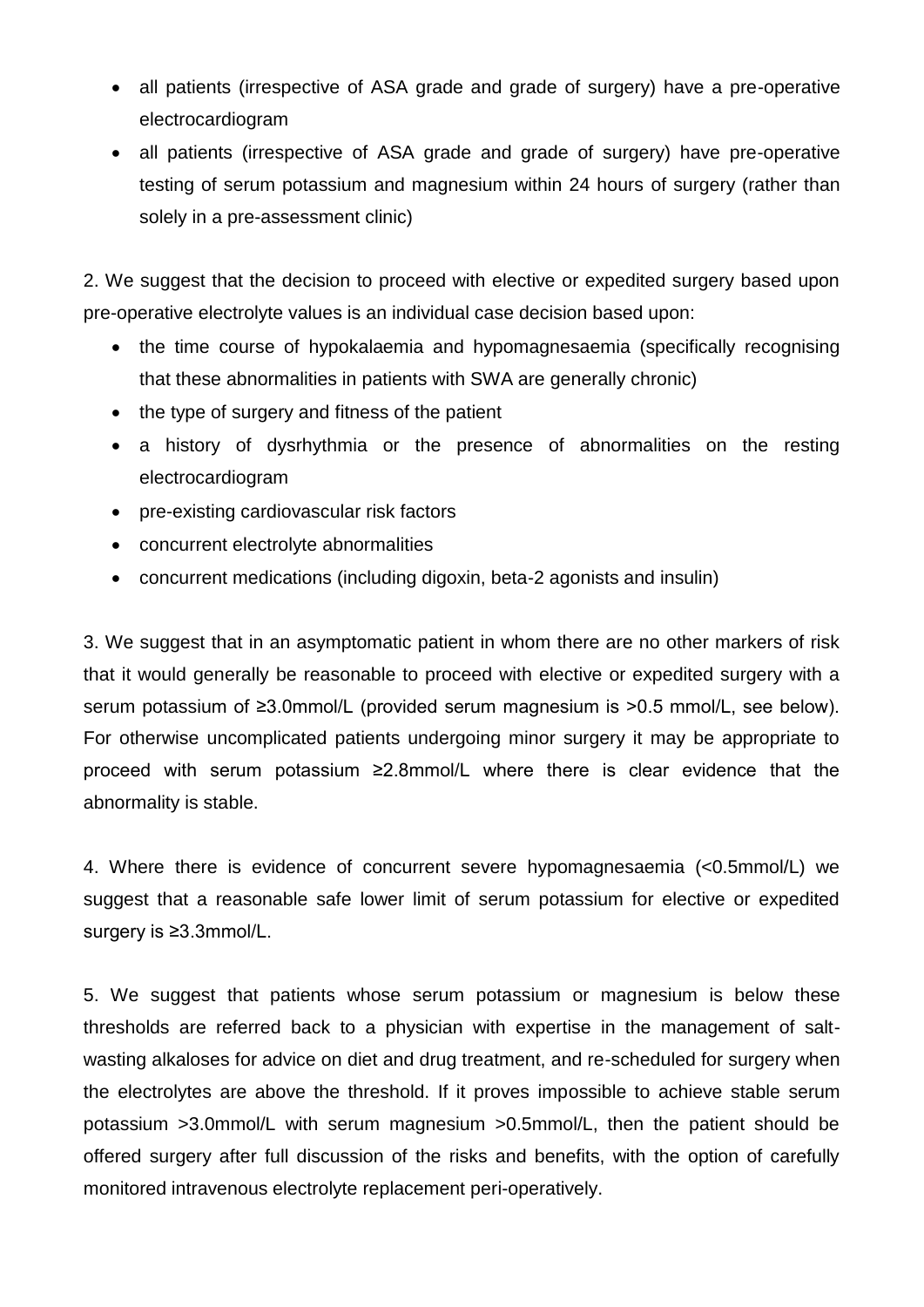- all patients (irrespective of ASA grade and grade of surgery) have a pre-operative electrocardiogram
- all patients (irrespective of ASA grade and grade of surgery) have pre-operative testing of serum potassium and magnesium within 24 hours of surgery (rather than solely in a pre-assessment clinic)

2. We suggest that the decision to proceed with elective or expedited surgery based upon pre-operative electrolyte values is an individual case decision based upon:

- the time course of hypokalaemia and hypomagnesaemia (specifically recognising that these abnormalities in patients with SWA are generally chronic)
- the type of surgery and fitness of the patient
- a history of dysrhythmia or the presence of abnormalities on the resting electrocardiogram
- pre-existing cardiovascular risk factors
- concurrent electrolyte abnormalities
- concurrent medications (including digoxin, beta-2 agonists and insulin)

3. We suggest that in an asymptomatic patient in whom there are no other markers of risk that it would generally be reasonable to proceed with elective or expedited surgery with a serum potassium of ≥3.0mmol/L (provided serum magnesium is >0.5 mmol/L, see below). For otherwise uncomplicated patients undergoing minor surgery it may be appropriate to proceed with serum potassium ≥2.8mmol/L where there is clear evidence that the abnormality is stable.

4. Where there is evidence of concurrent severe hypomagnesaemia (<0.5mmol/L) we suggest that a reasonable safe lower limit of serum potassium for elective or expedited surgery is ≥3.3mmol/L.

5. We suggest that patients whose serum potassium or magnesium is below these thresholds are referred back to a physician with expertise in the management of salt-wasting alkaloses for advice on diet and drug treatment, and re-scheduled for surgery when the electrolytes are above the threshold. If it proves impossible to achieve stable serum potassium >3.0mmol/L with serum magnesium >0.5mmol/L, then the patient should be offered surgery after full discussion of the risks and benefits, with the option of carefully monitored intravenous electrolyte replacement peri-operatively.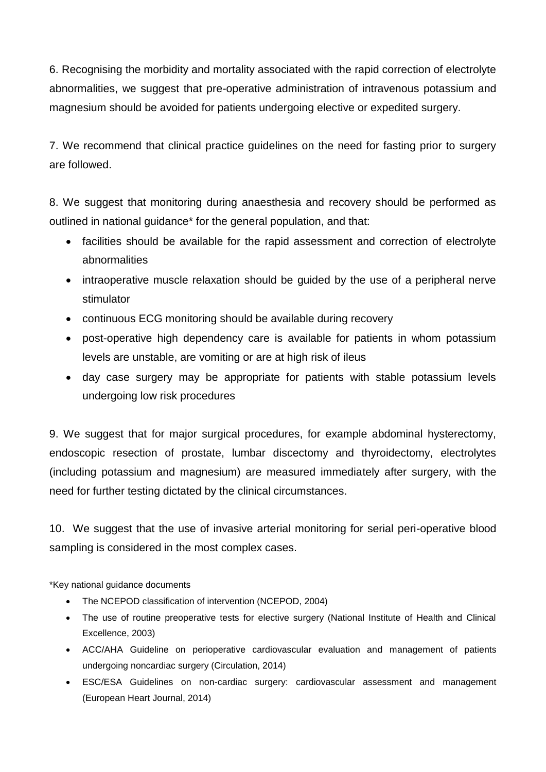6. Recognising the morbidity and mortality associated with the rapid correction of electrolyte abnormalities, we suggest that pre-operative administration of intravenous potassium and magnesium should be avoided for patients undergoing elective or expedited surgery.

7. We recommend that clinical practice guidelines on the need for fasting prior to surgery are followed.

8. We suggest that monitoring during anaesthesia and recovery should be performed as outlined in national guidance* for the general population, and that:

- facilities should be available for the rapid assessment and correction of electrolyte abnormalities
- intraoperative muscle relaxation should be guided by the use of a peripheral nerve stimulator
- continuous ECG monitoring should be available during recovery
- post-operative high dependency care is available for patients in whom potassium levels are unstable, are vomiting or are at high risk of ileus
- day case surgery may be appropriate for patients with stable potassium levels undergoing low risk procedures

9. We suggest that for major surgical procedures, for example abdominal hysterectomy, endoscopic resection of prostate, lumbar discectomy and thyroidectomy, electrolytes (including potassium and magnesium) are measured immediately after surgery, with the need for further testing dictated by the clinical circumstances.

10. We suggest that the use of invasive arterial monitoring for serial peri-operative blood sampling is considered in the most complex cases.

*Key national guidance documents

- The NCEPOD classification of intervention (NCEPOD, 2004)
- The use of routine preoperative tests for elective surgery (National Institute of Health and Clinical Excellence, 2003)
- ACC/AHA Guideline on perioperative cardiovascular evaluation and management of patients undergoing noncardiac surgery (Circulation, 2014)
- ESC/ESA Guidelines on non-cardiac surgery: cardiovascular assessment and management (European Heart Journal, 2014)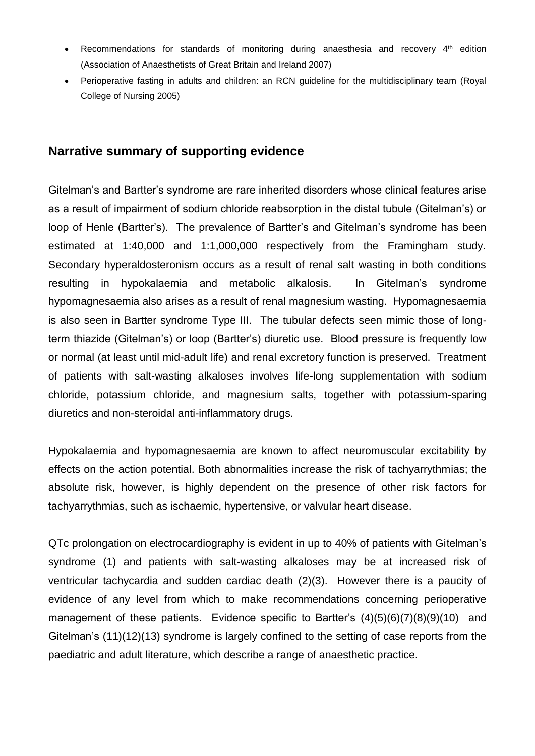- Recommendations for standards of monitoring during anaesthesia and recovery 4[th] edition (Association of Anaesthetists of Great Britain and Ireland 2007)
- Perioperative fasting in adults and children: an RCN guideline for the multidisciplinary team (Royal College of Nursing 2005)

## Narrative summary of supporting evidence

Gitelman's and Bartter's syndrome are rare inherited disorders whose clinical features arise as a result of impairment of sodium chloride reabsorption in the distal tubule (Gitelman's) or loop of Henle (Bartter's). The prevalence of Bartter's and Gitelman's syndrome has been estimated at 1:40,000 and 1:1,000,000 respectively from the Framingham study. Secondary hyperaldosteronism occurs as a result of renal salt wasting in both conditions resulting in hypokalaemia and metabolic alkalosis. In Gitelman's syndrome hypomagnesaemia also arises as a result of renal magnesium wasting. Hypomagnesaemia is also seen in Bartter syndrome Type III. The tubular defects seen mimic those of long-term thiazide (Gitelman's) or loop (Bartter's) diuretic use. Blood pressure is frequently low or normal (at least until mid-adult life) and renal excretory function is preserved. Treatment of patients with salt-wasting alkaloses involves life-long supplementation with sodium chloride, potassium chloride, and magnesium salts, together with potassium-sparing diuretics and non-steroidal anti-inflammatory drugs.

Hypokalaemia and hypomagnesaemia are known to affect neuromuscular excitability by effects on the action potential. Both abnormalities increase the risk of tachyarrythmias; the absolute risk, however, is highly dependent on the presence of other risk factors for tachyarrythmias, such as ischaemic, hypertensive, or valvular heart disease.

QTc prolongation on electrocardiography is evident in up to 40% of patients with Gitelman's syndrome (1) and patients with salt-wasting alkaloses may be at increased risk of ventricular tachycardia and sudden cardiac death (2)(3). However there is a paucity of evidence of any level from which to make recommendations concerning perioperative management of these patients. Evidence specific to Bartter's (4)(5)(6)(7)(8)(9)(10) and Gitelman's (11)(12)(13) syndrome is largely confined to the setting of case reports from the paediatric and adult literature, which describe a range of anaesthetic practice.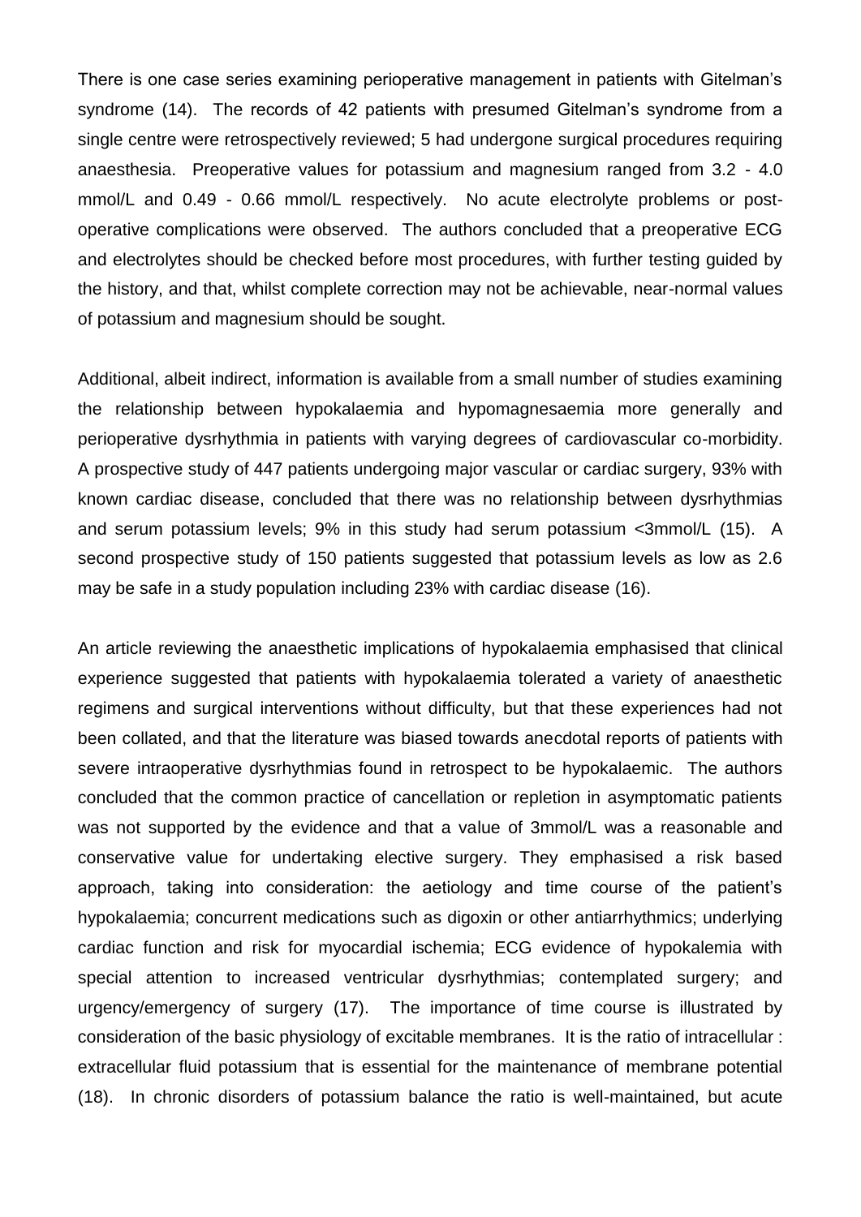There is one case series examining perioperative management in patients with Gitelman's syndrome (14). The records of 42 patients with presumed Gitelman's syndrome from a single centre were retrospectively reviewed; 5 had undergone surgical procedures requiring anaesthesia. Preoperative values for potassium and magnesium ranged from 3.2 - 4.0 mmol/L and 0.49 - 0.66 mmol/L respectively. No acute electrolyte problems or post-operative complications were observed. The authors concluded that a preoperative ECG and electrolytes should be checked before most procedures, with further testing guided by the history, and that, whilst complete correction may not be achievable, near-normal values of potassium and magnesium should be sought.

Additional, albeit indirect, information is available from a small number of studies examining the relationship between hypokalaemia and hypomagnesaemia more generally and perioperative dysrhythmia in patients with varying degrees of cardiovascular co-morbidity. A prospective study of 447 patients undergoing major vascular or cardiac surgery, 93% with known cardiac disease, concluded that there was no relationship between dysrhythmias and serum potassium levels; 9% in this study had serum potassium <3mmol/L (15). A second prospective study of 150 patients suggested that potassium levels as low as 2.6 may be safe in a study population including 23% with cardiac disease (16).

An article reviewing the anaesthetic implications of hypokalaemia emphasised that clinical experience suggested that patients with hypokalaemia tolerated a variety of anaesthetic regimens and surgical interventions without difficulty, but that these experiences had not been collated, and that the literature was biased towards anecdotal reports of patients with severe intraoperative dysrhythmias found in retrospect to be hypokalaemic. The authors concluded that the common practice of cancellation or repletion in asymptomatic patients was not supported by the evidence and that a value of 3mmol/L was a reasonable and conservative value for undertaking elective surgery. They emphasised a risk based approach, taking into consideration: the aetiology and time course of the patient's hypokalaemia; concurrent medications such as digoxin or other antiarrhythmics; underlying cardiac function and risk for myocardial ischemia; ECG evidence of hypokalemia with special attention to increased ventricular dysrhythmias; contemplated surgery; and urgency/emergency of surgery (17). The importance of time course is illustrated by consideration of the basic physiology of excitable membranes. It is the ratio of intracellular : extracellular fluid potassium that is essential for the maintenance of membrane potential (18). In chronic disorders of potassium balance the ratio is well-maintained, but acute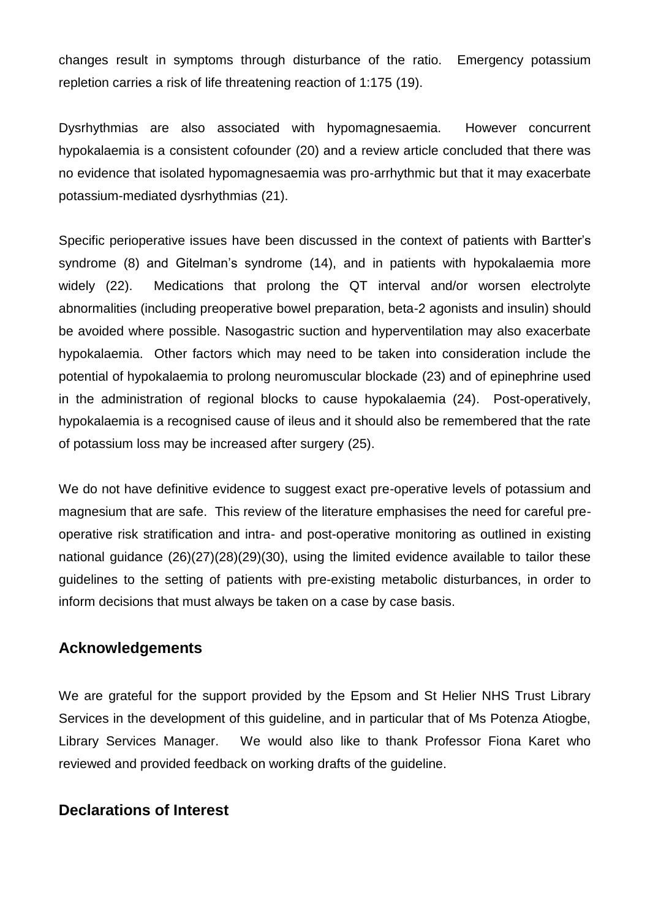changes result in symptoms through disturbance of the ratio. Emergency potassium repletion carries a risk of life threatening reaction of 1:175 (19).

Dysrhythmias are also associated with hypomagnesaemia. However concurrent hypokalaemia is a consistent cofounder (20) and a review article concluded that there was no evidence that isolated hypomagnesaemia was pro-arrhythmic but that it may exacerbate potassium-mediated dysrhythmias (21).

Specific perioperative issues have been discussed in the context of patients with Bartter's syndrome (8) and Gitelman's syndrome (14), and in patients with hypokalaemia more widely (22). Medications that prolong the QT interval and/or worsen electrolyte abnormalities (including preoperative bowel preparation, beta-2 agonists and insulin) should be avoided where possible. Nasogastric suction and hyperventilation may also exacerbate hypokalaemia. Other factors which may need to be taken into consideration include the potential of hypokalaemia to prolong neuromuscular blockade (23) and of epinephrine used in the administration of regional blocks to cause hypokalaemia (24). Post-operatively, hypokalaemia is a recognised cause of ileus and it should also be remembered that the rate of potassium loss may be increased after surgery (25).

We do not have definitive evidence to suggest exact pre-operative levels of potassium and magnesium that are safe. This review of the literature emphasises the need for careful pre-operative risk stratification and intra- and post-operative monitoring as outlined in existing national guidance (26)(27)(28)(29)(30), using the limited evidence available to tailor these guidelines to the setting of patients with pre-existing metabolic disturbances, in order to inform decisions that must always be taken on a case by case basis.

## Acknowledgements

We are grateful for the support provided by the Epsom and St Helier NHS Trust Library Services in the development of this guideline, and in particular that of Ms Potenza Atiogbe, Library Services Manager. We would also like to thank Professor Fiona Karet who reviewed and provided feedback on working drafts of the guideline.

## Declarations of Interest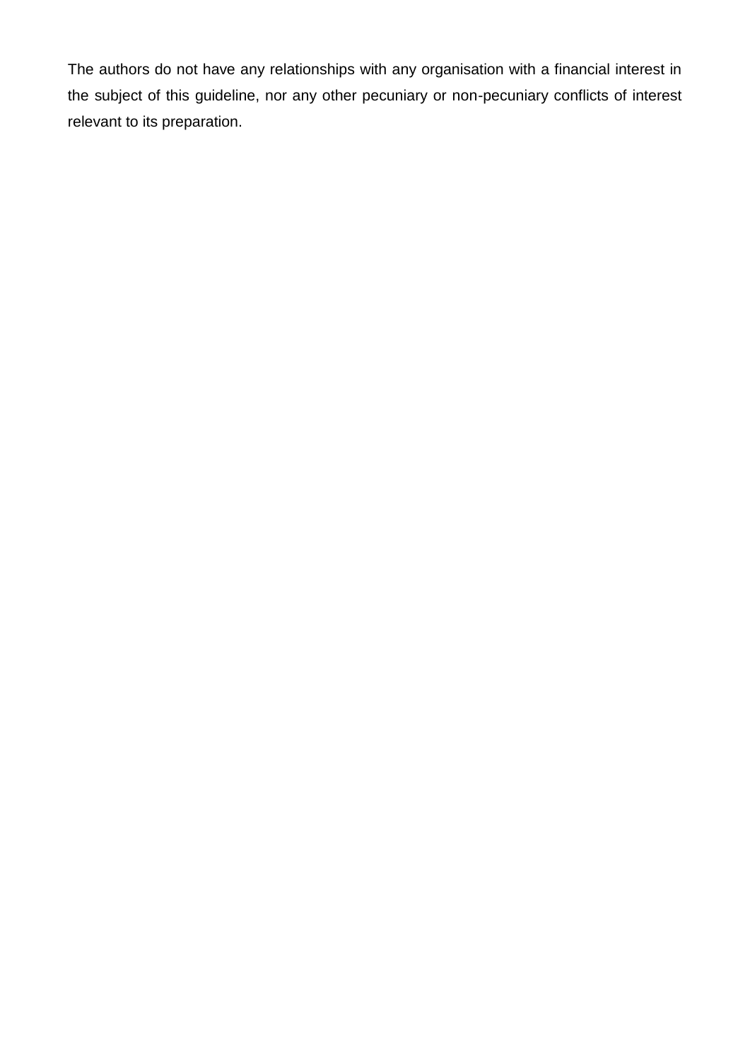The authors do not have any relationships with any organisation with a financial interest in the subject of this guideline, nor any other pecuniary or non-pecuniary conflicts of interest relevant to its preparation.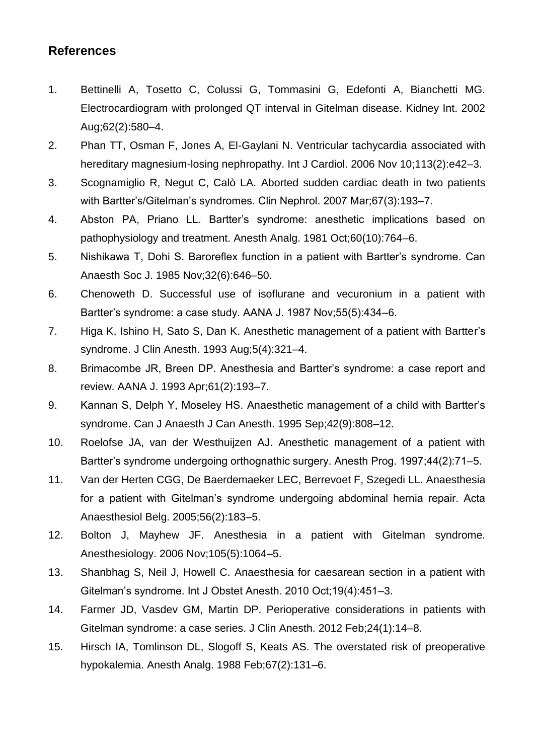## References

1. Bettinelli A, Tosetto C, Colussi G, Tommasini G, Edefonti A, Bianchetti MG. Electrocardiogram with prolonged QT interval in Gitelman disease. Kidney Int. 2002 Aug;62(2):580–4.
2. Phan TT, Osman F, Jones A, El-Gaylani N. Ventricular tachycardia associated with hereditary magnesium-losing nephropathy. Int J Cardiol. 2006 Nov 10;113(2):e42–3.
3. Scognamiglio R, Negut C, Calò LA. Aborted sudden cardiac death in two patients with Bartter's/Gitelman's syndromes. Clin Nephrol. 2007 Mar;67(3):193–7.
4. Abston PA, Priano LL. Bartter's syndrome: anesthetic implications based on pathophysiology and treatment. Anesth Analg. 1981 Oct;60(10):764–6.
5. Nishikawa T, Dohi S. Baroreflex function in a patient with Bartter's syndrome. Can Anaesth Soc J. 1985 Nov;32(6):646–50.
6. Chenoweth D. Successful use of isoflurane and vecuronium in a patient with Bartter's syndrome: a case study. AANA J. 1987 Nov;55(5):434–6.
7. Higa K, Ishino H, Sato S, Dan K. Anesthetic management of a patient with Bartter's syndrome. J Clin Anesth. 1993 Aug;5(4):321–4.
8. Brimacombe JR, Breen DP. Anesthesia and Bartter's syndrome: a case report and review. AANA J. 1993 Apr;61(2):193–7.
9. Kannan S, Delph Y, Moseley HS. Anaesthetic management of a child with Bartter's syndrome. Can J Anaesth J Can Anesth. 1995 Sep;42(9):808–12.
10. Roelofse JA, van der Westhuijzen AJ. Anesthetic management of a patient with Bartter's syndrome undergoing orthognathic surgery. Anesth Prog. 1997;44(2):71–5.
11. Van der Herten CGG, De Baerdemaeker LEC, Berrevoet F, Szegedi LL. Anaesthesia for a patient with Gitelman's syndrome undergoing abdominal hernia repair. Acta Anaesthesiol Belg. 2005;56(2):183–5.
12. Bolton J, Mayhew JF. Anesthesia in a patient with Gitelman syndrome. Anesthesiology. 2006 Nov;105(5):1064–5.
13. Shanbhag S, Neil J, Howell C. Anaesthesia for caesarean section in a patient with Gitelman's syndrome. Int J Obstet Anesth. 2010 Oct;19(4):451–3.
14. Farmer JD, Vasdev GM, Martin DP. Perioperative considerations in patients with Gitelman syndrome: a case series. J Clin Anesth. 2012 Feb;24(1):14–8.
15. Hirsch IA, Tomlinson DL, Slogoff S, Keats AS. The overstated risk of preoperative hypokalemia. Anesth Analg. 1988 Feb;67(2):131–6.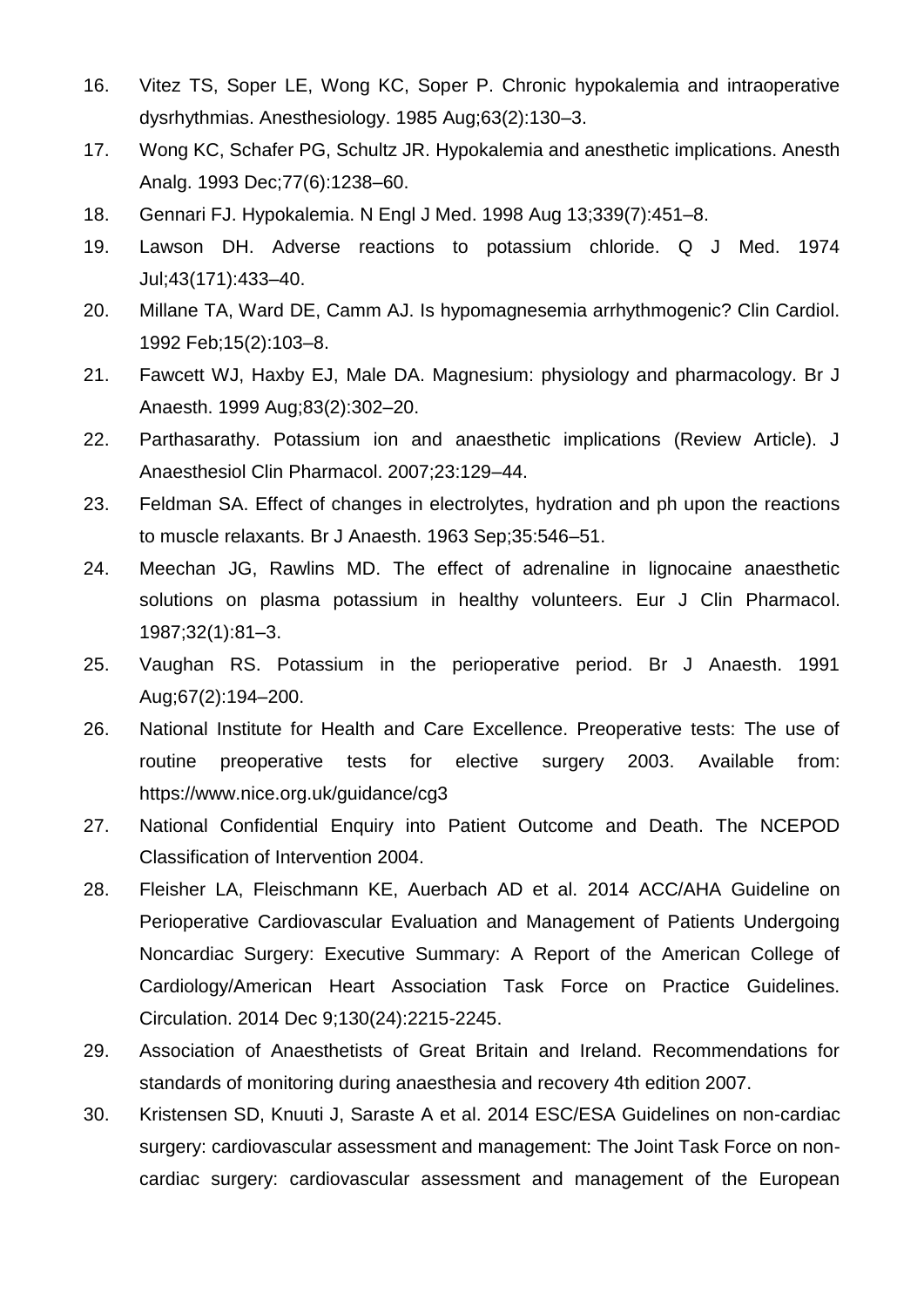16. Vitez TS, Soper LE, Wong KC, Soper P. Chronic hypokalemia and intraoperative dysrhythmias. Anesthesiology. 1985 Aug;63(2):130–3.
17. Wong KC, Schafer PG, Schultz JR. Hypokalemia and anesthetic implications. Anesth Analg. 1993 Dec;77(6):1238–60.
18. Gennari FJ. Hypokalemia. N Engl J Med. 1998 Aug 13;339(7):451–8.
19. Lawson DH. Adverse reactions to potassium chloride. Q J Med. 1974 Jul;43(171):433–40.
20. Millane TA, Ward DE, Camm AJ. Is hypomagnesemia arrhythmogenic? Clin Cardiol. 1992 Feb;15(2):103–8.
21. Fawcett WJ, Haxby EJ, Male DA. Magnesium: physiology and pharmacology. Br J Anaesth. 1999 Aug;83(2):302–20.
22. Parthasarathy. Potassium ion and anaesthetic implications (Review Article). J Anaesthesiol Clin Pharmacol. 2007;23:129–44.
23. Feldman SA. Effect of changes in electrolytes, hydration and ph upon the reactions to muscle relaxants. Br J Anaesth. 1963 Sep;35:546–51.
24. Meechan JG, Rawlins MD. The effect of adrenaline in lignocaine anaesthetic solutions on plasma potassium in healthy volunteers. Eur J Clin Pharmacol. 1987;32(1):81–3.
25. Vaughan RS. Potassium in the perioperative period. Br J Anaesth. 1991 Aug;67(2):194–200.
26. National Institute for Health and Care Excellence. Preoperative tests: The use of routine preoperative tests for elective surgery 2003. Available from: https://www.nice.org.uk/guidance/cg3
27. National Confidential Enquiry into Patient Outcome and Death. The NCEPOD Classification of Intervention 2004.
28. Fleisher LA, Fleischmann KE, Auerbach AD et al. 2014 ACC/AHA Guideline on Perioperative Cardiovascular Evaluation and Management of Patients Undergoing Noncardiac Surgery: Executive Summary: A Report of the American College of Cardiology/American Heart Association Task Force on Practice Guidelines. Circulation. 2014 Dec 9;130(24):2215-2245.
29. Association of Anaesthetists of Great Britain and Ireland. Recommendations for standards of monitoring during anaesthesia and recovery 4th edition 2007.
30. Kristensen SD, Knuuti J, Saraste A et al. 2014 ESC/ESA Guidelines on non-cardiac surgery: cardiovascular assessment and management: The Joint Task Force on non-cardiac surgery: cardiovascular assessment and management of the European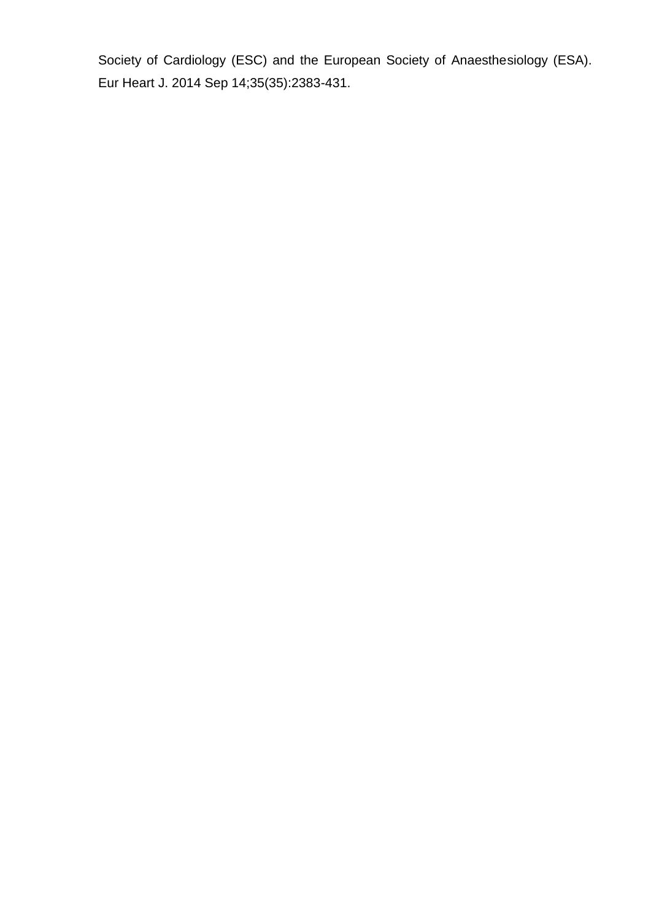Society of Cardiology (ESC) and the European Society of Anaesthesiology (ESA). Eur Heart J. 2014 Sep 14;35(35):2383-431.